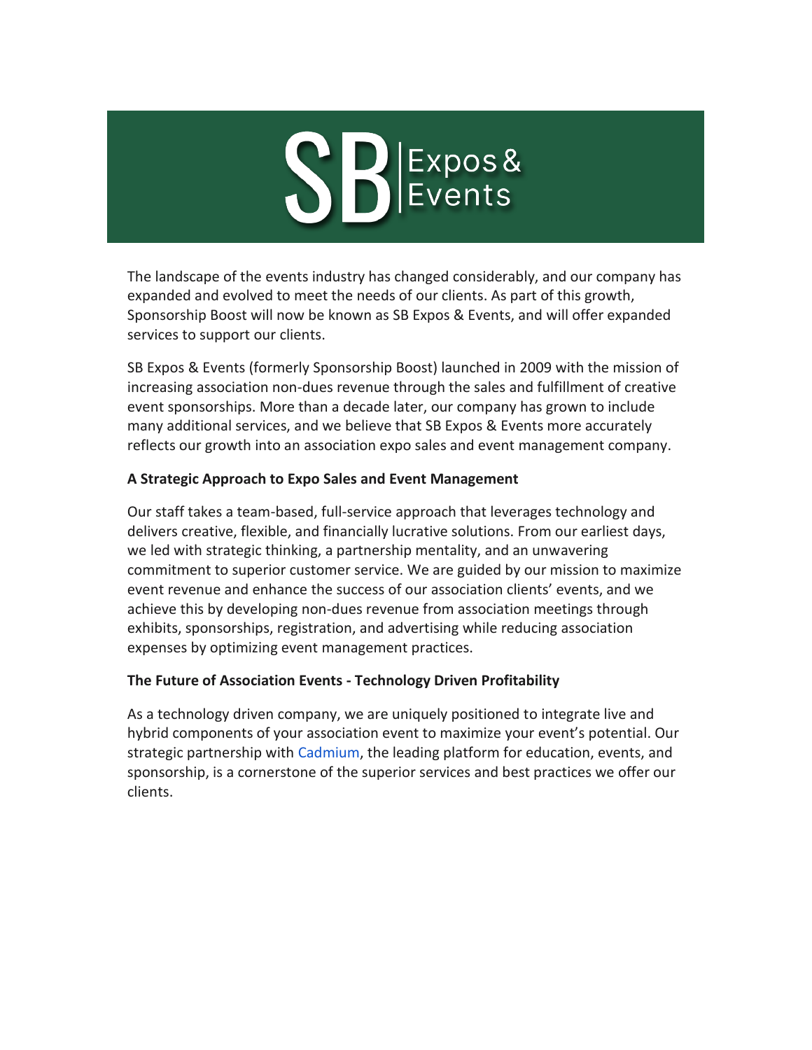# SB Expos & Events

The landscape of the events industry has changed considerably, and our company has expanded and evolved to meet the needs of our clients. As part of this growth, Sponsorship Boost will now be known as SB Expos & Events, and will offer expanded services to support our clients.

SB Expos & Events (formerly Sponsorship Boost) launched in 2009 with the mission of increasing association non-dues revenue through the sales and fulfillment of creative event sponsorships. More than a decade later, our company has grown to include many additional services, and we believe that SB Expos & Events more accurately reflects our growth into an association expo sales and event management company.

**A Strategic Approach to Expo Sales and Event Management**

Our staff takes a team-based, full-service approach that leverages technology and delivers creative, flexible, and financially lucrative solutions. From our earliest days, we led with strategic thinking, a partnership mentality, and an unwavering commitment to superior customer service. We are guided by our mission to maximize event revenue and enhance the success of our association clients' events, and we achieve this by developing non-dues revenue from association meetings through exhibits, sponsorships, registration, and advertising while reducing association expenses by optimizing event management practices.

**The Future of Association Events - Technology Driven Profitability**

As a technology driven company, we are uniquely positioned to integrate live and hybrid components of your association event to maximize your event's potential. Our strategic partnership with Cadmium, the leading platform for education, events, and sponsorship, is a cornerstone of the superior services and best practices we offer our clients.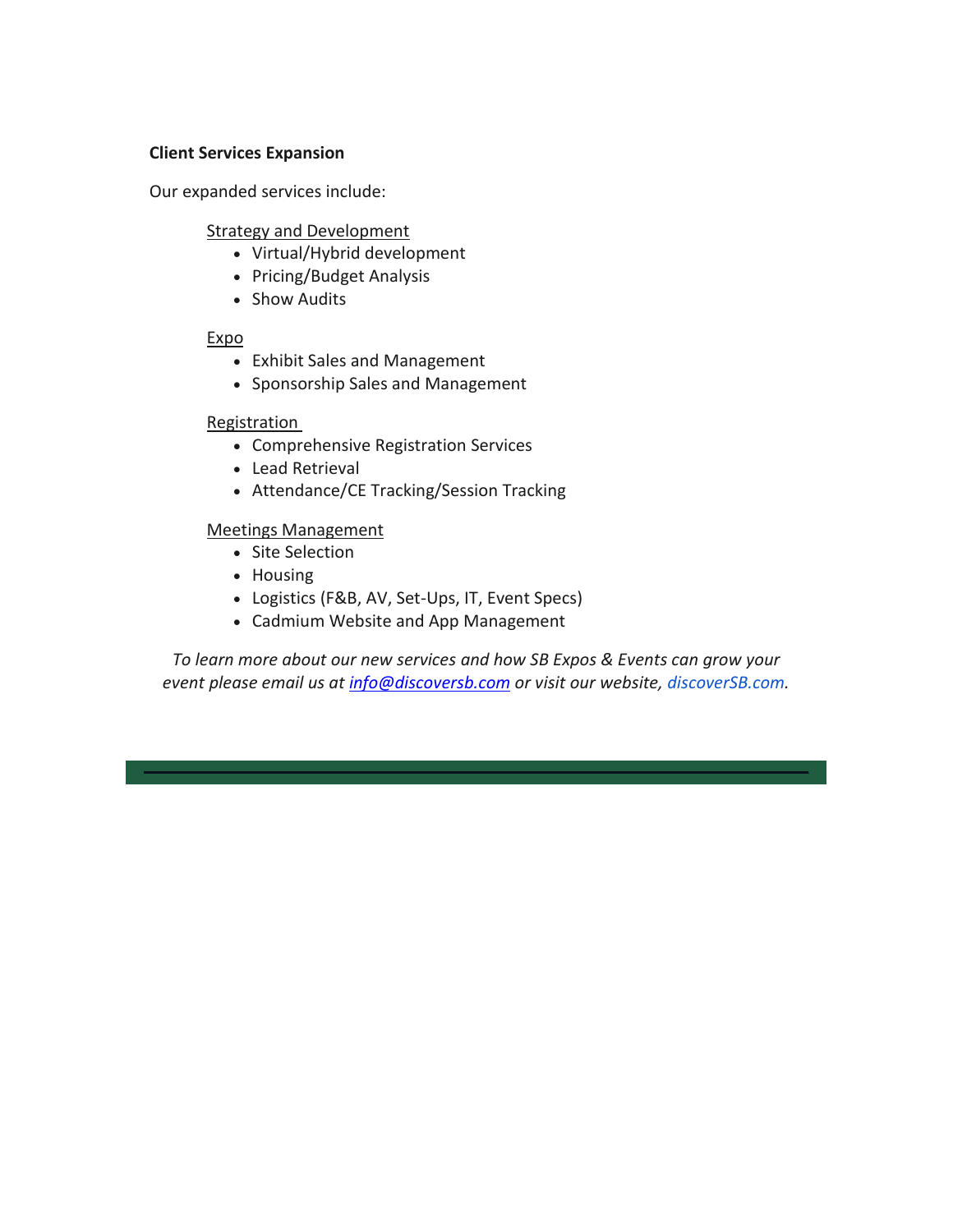**Client Services Expansion**

Our expanded services include:

Strategy and Development

- Virtual/Hybrid development
- Pricing/Budget Analysis
- Show Audits

Expo

- Exhibit Sales and Management
- Sponsorship Sales and Management

Registration

- Comprehensive Registration Services
- Lead Retrieval
- Attendance/CE Tracking/Session Tracking

Meetings Management

- Site Selection
- Housing
- Logistics (F&B, AV, Set-Ups, IT, Event Specs)
- Cadmium Website and App Management

*To learn more about our new services and how SB Expos & Events can grow your event please email us at info@discoversb.com or visit our website, discoverSB.com.*